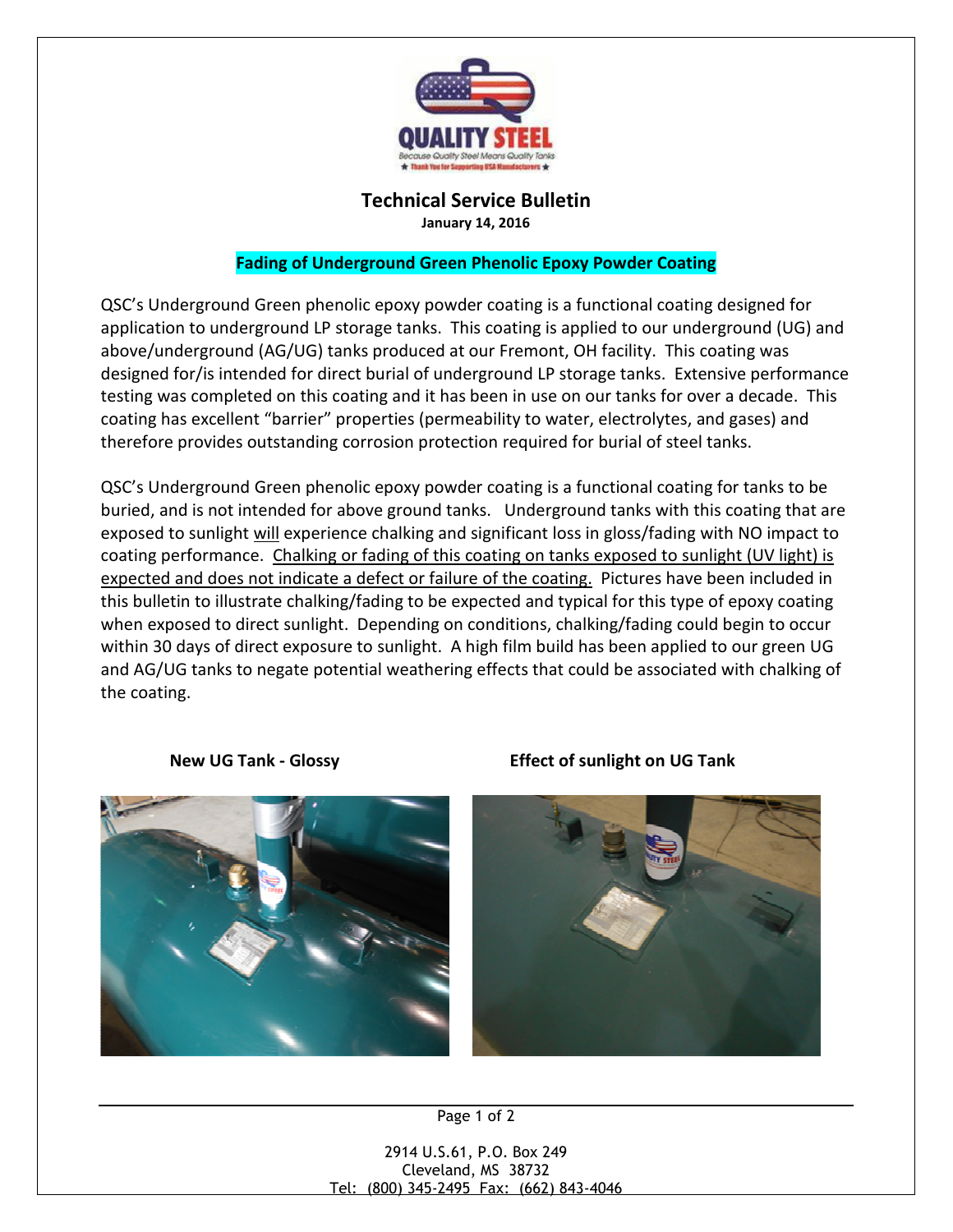# Technical Service Bulletin

**January 14, 2016**

## Fading of Underground Green Phenolic Epoxy Powder Coating

QSC's Underground Green phenolic epoxy powder coating is a functional coating designed for application to underground LP storage tanks. This coating is applied to our underground (UG) and above/underground (AG/UG) tanks produced at our Fremont, OH facility. This coating was designed for/is intended for direct burial of underground LP storage tanks. Extensive performance testing was completed on this coating and it has been in use on our tanks for over a decade. This coating has excellent "barrier" properties (permeability to water, electrolytes, and gases) and therefore provides outstanding corrosion protection required for burial of steel tanks.

QSC's Underground Green phenolic epoxy powder coating is a functional coating for tanks to be buried, and is not intended for above ground tanks. Underground tanks with this coating that are exposed to sunlight will experience chalking and significant loss in gloss/fading with NO impact to coating performance. Chalking or fading of this coating on tanks exposed to sunlight (UV light) is expected and does not indicate a defect or failure of the coating. Pictures have been included in this bulletin to illustrate chalking/fading to be expected and typical for this type of epoxy coating when exposed to direct sunlight. Depending on conditions, chalking/fading could begin to occur within 30 days of direct exposure to sunlight. A high film build has been applied to our green UG and AG/UG tanks to negate potential weathering effects that could be associated with chalking of the coating.

**New UG Tank - Glossy**

**Effect of sunlight on UG Tank**

2914 U.S.61, P.O. Box 249
Cleveland, MS 38732
Tel: (800) 345-2495 Fax: (662) 843-4046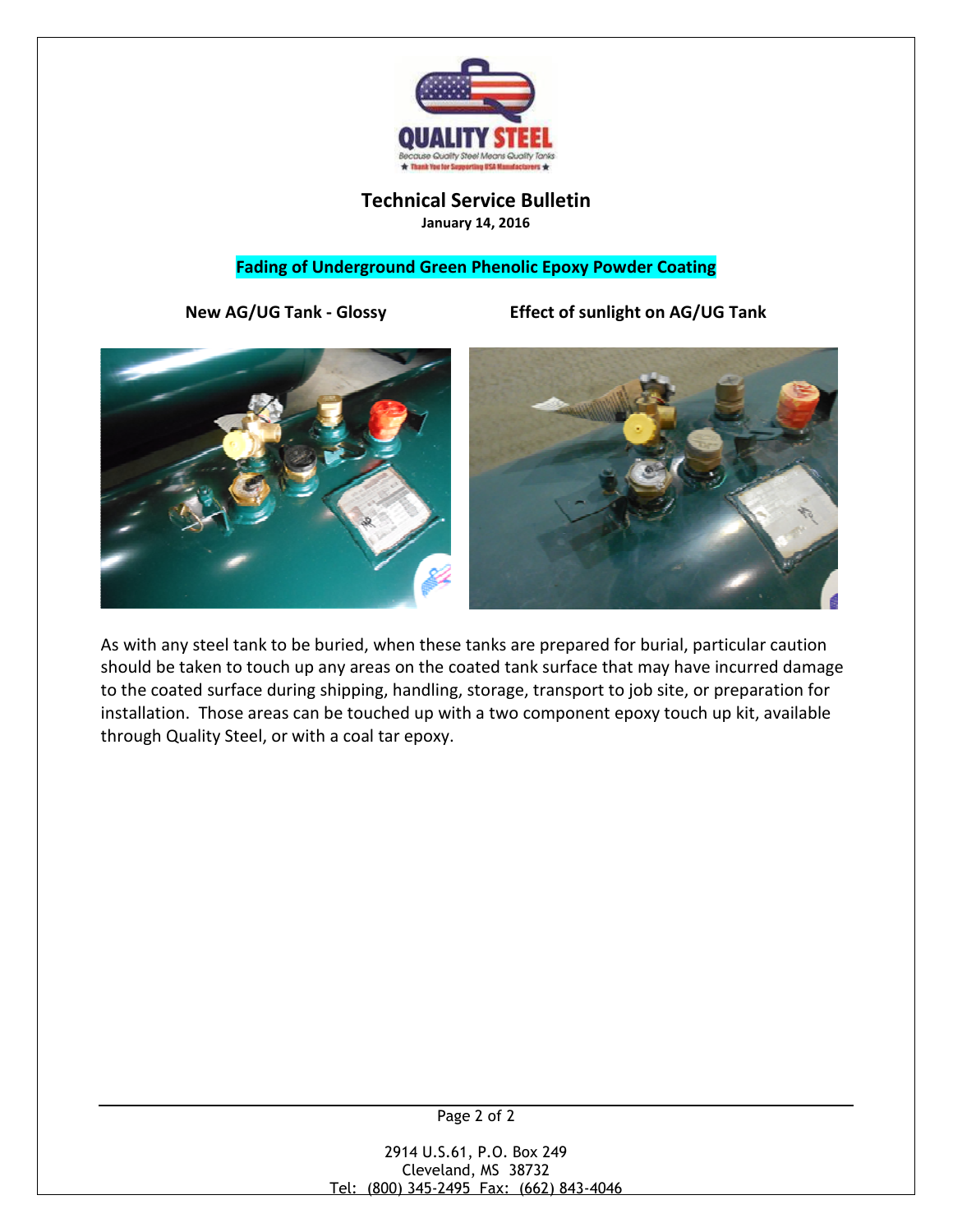# Technical Service Bulletin

**January 14, 2016**

## Fading of Underground Green Phenolic Epoxy Powder Coating

**New AG/UG Tank - Glossy**

**Effect of sunlight on AG/UG Tank**

As with any steel tank to be buried, when these tanks are prepared for burial, particular caution should be taken to touch up any areas on the coated tank surface that may have incurred damage to the coated surface during shipping, handling, storage, transport to job site, or preparation for installation. Those areas can be touched up with a two component epoxy touch up kit, available through Quality Steel, or with a coal tar epoxy.

2914 U.S.61, P.O. Box 249
Cleveland, MS 38732
Tel: (800) 345-2495 Fax: (662) 843-4046